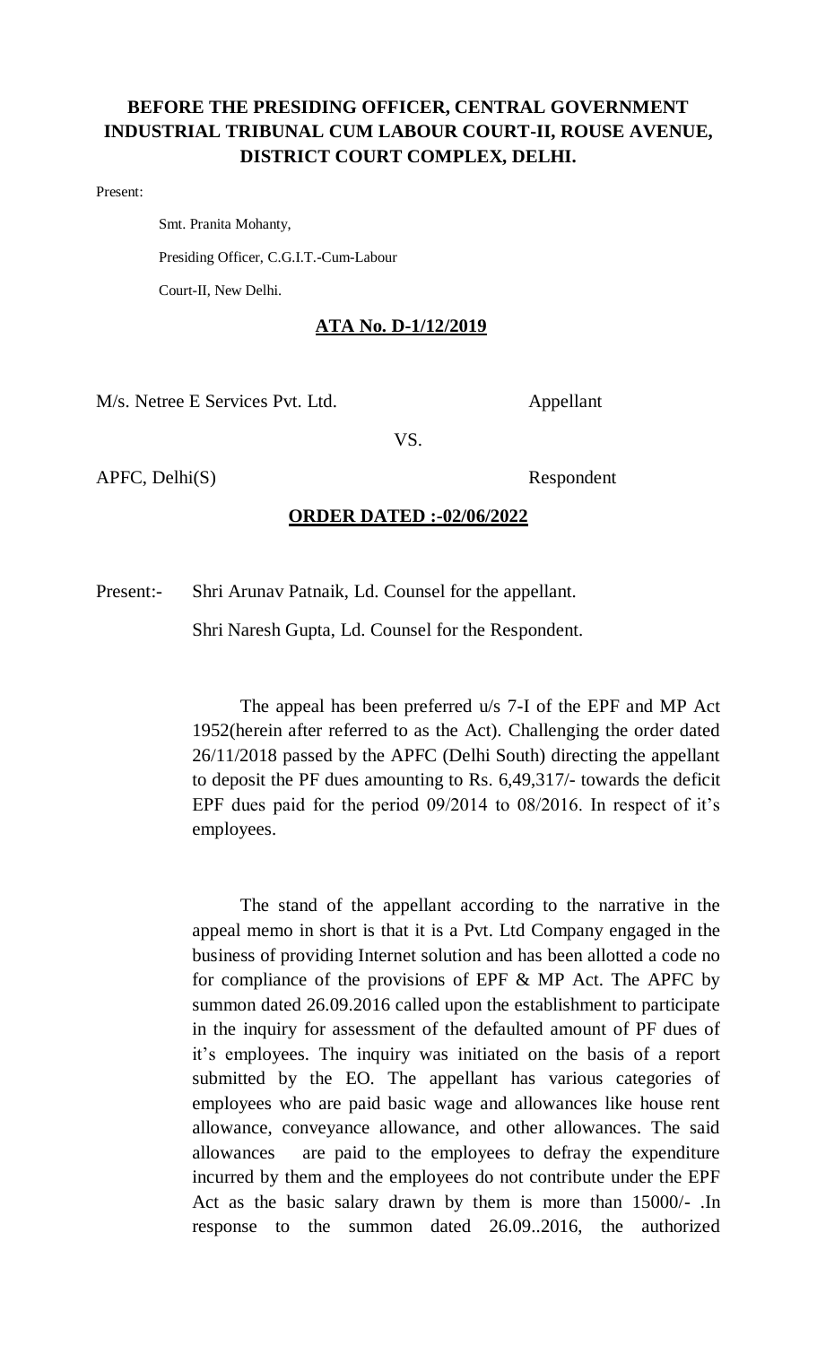**BEFORE THE PRESIDING OFFICER, CENTRAL GOVERNMENT INDUSTRIAL TRIBUNAL CUM LABOUR COURT-II, ROUSE AVENUE, DISTRICT COURT COMPLEX, DELHI.**

Present:

Smt. Pranita Mohanty,

Presiding Officer, C.G.I.T.-Cum-Labour

Court-II, New Delhi.

**ATA No. D-1/12/2019**

M/s. Netree E Services Pvt. Ltd. Appellant

VS.

APFC, Delhi(S) Respondent

**ORDER DATED :-02/06/2022**

Present:- Shri Arunav Patnaik, Ld. Counsel for the appellant.

Shri Naresh Gupta, Ld. Counsel for the Respondent.

The appeal has been preferred u/s 7-I of the EPF and MP Act 1952(herein after referred to as the Act). Challenging the order dated 26/11/2018 passed by the APFC (Delhi South) directing the appellant to deposit the PF dues amounting to Rs. 6,49,317/- towards the deficit EPF dues paid for the period 09/2014 to 08/2016. In respect of it's employees.

The stand of the appellant according to the narrative in the appeal memo in short is that it is a Pvt. Ltd Company engaged in the business of providing Internet solution and has been allotted a code no for compliance of the provisions of EPF & MP Act. The APFC by summon dated 26.09.2016 called upon the establishment to participate in the inquiry for assessment of the defaulted amount of PF dues of it's employees. The inquiry was initiated on the basis of a report submitted by the EO. The appellant has various categories of employees who are paid basic wage and allowances like house rent allowance, conveyance allowance, and other allowances. The said allowances are paid to the employees to defray the expenditure incurred by them and the employees do not contribute under the EPF Act as the basic salary drawn by them is more than 15000/- .In response to the summon dated 26.09..2016, the authorized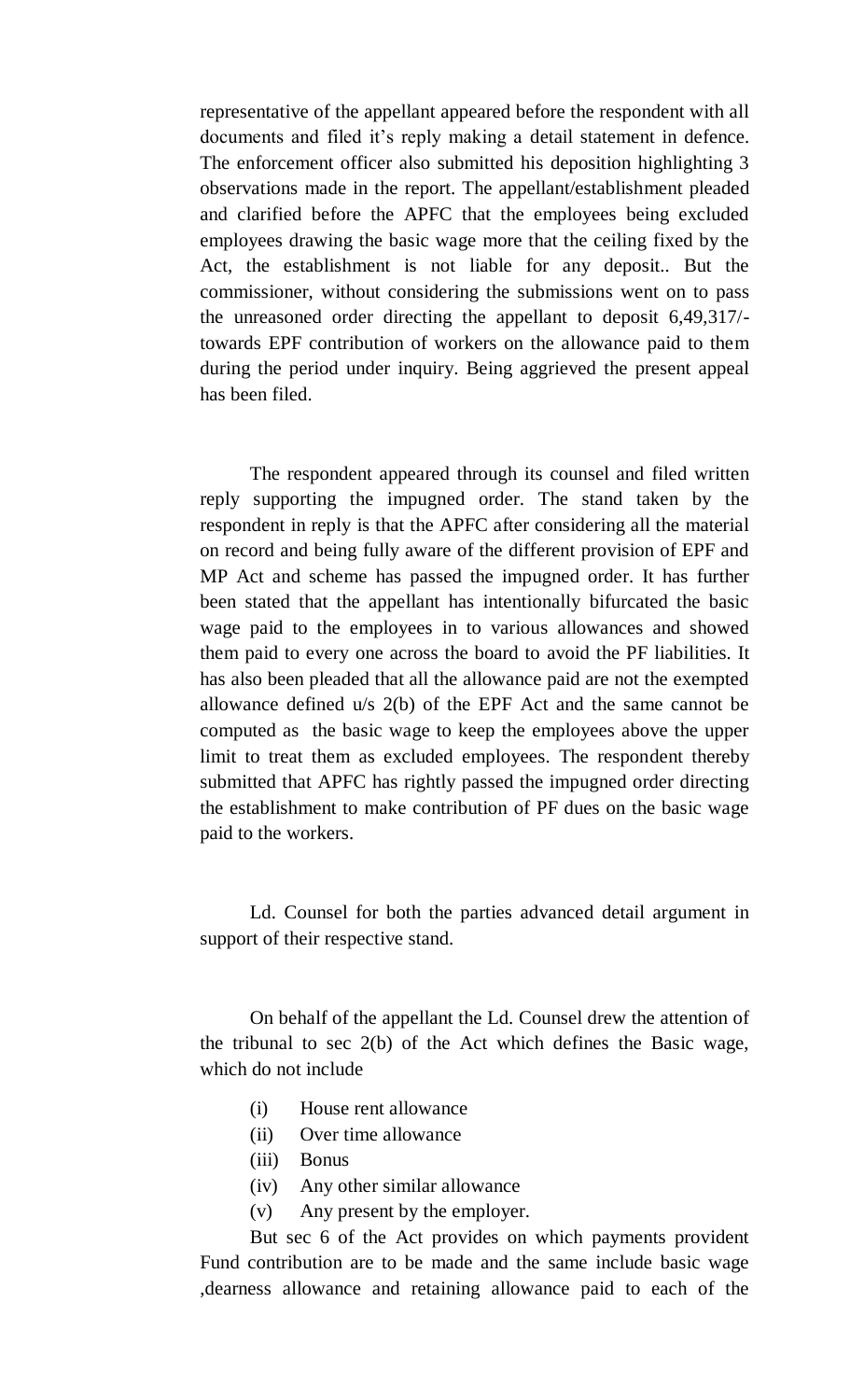representative of the appellant appeared before the respondent with all documents and filed it's reply making a detail statement in defence. The enforcement officer also submitted his deposition highlighting 3 observations made in the report. The appellant/establishment pleaded and clarified before the APFC that the employees being excluded employees drawing the basic wage more that the ceiling fixed by the Act, the establishment is not liable for any deposit.. But the commissioner, without considering the submissions went on to pass the unreasoned order directing the appellant to deposit 6,49,317/- towards EPF contribution of workers on the allowance paid to them during the period under inquiry. Being aggrieved the present appeal has been filed.

The respondent appeared through its counsel and filed written reply supporting the impugned order. The stand taken by the respondent in reply is that the APFC after considering all the material on record and being fully aware of the different provision of EPF and MP Act and scheme has passed the impugned order. It has further been stated that the appellant has intentionally bifurcated the basic wage paid to the employees in to various allowances and showed them paid to every one across the board to avoid the PF liabilities. It has also been pleaded that all the allowance paid are not the exempted allowance defined u/s 2(b) of the EPF Act and the same cannot be computed as the basic wage to keep the employees above the upper limit to treat them as excluded employees. The respondent thereby submitted that APFC has rightly passed the impugned order directing the establishment to make contribution of PF dues on the basic wage paid to the workers.

Ld. Counsel for both the parties advanced detail argument in support of their respective stand.

On behalf of the appellant the Ld. Counsel drew the attention of the tribunal to sec 2(b) of the Act which defines the Basic wage, which do not include

(i) House rent allowance
(ii) Over time allowance
(iii) Bonus
(iv) Any other similar allowance
(v) Any present by the employer.

But sec 6 of the Act provides on which payments provident Fund contribution are to be made and the same include basic wage ,dearness allowance and retaining allowance paid to each of the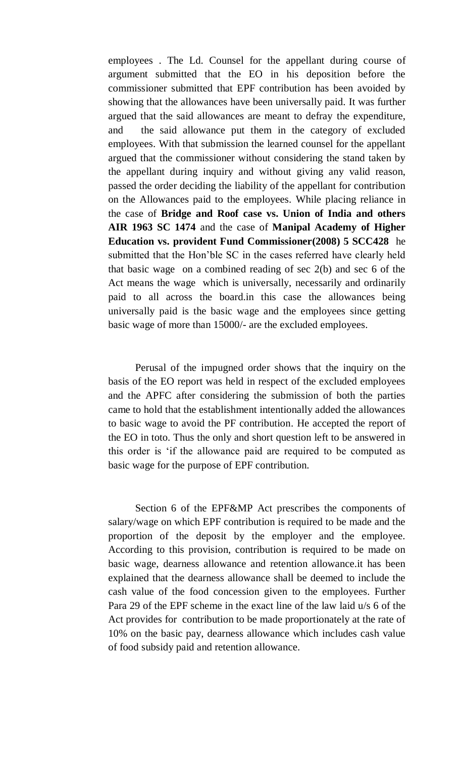employees . The Ld. Counsel for the appellant during course of argument submitted that the EO in his deposition before the commissioner submitted that EPF contribution has been avoided by showing that the allowances have been universally paid. It was further argued that the said allowances are meant to defray the expenditure, and the said allowance put them in the category of excluded employees. With that submission the learned counsel for the appellant argued that the commissioner without considering the stand taken by the appellant during inquiry and without giving any valid reason, passed the order deciding the liability of the appellant for contribution on the Allowances paid to the employees. While placing reliance in the case of **Bridge and Roof case vs. Union of India and others AIR 1963 SC 1474** and the case of **Manipal Academy of Higher Education vs. provident Fund Commissioner(2008) 5 SCC428** he submitted that the Hon'ble SC in the cases referred have clearly held that basic wage on a combined reading of sec 2(b) and sec 6 of the Act means the wage which is universally, necessarily and ordinarily paid to all across the board.in this case the allowances being universally paid is the basic wage and the employees since getting basic wage of more than 15000/- are the excluded employees.

Perusal of the impugned order shows that the inquiry on the basis of the EO report was held in respect of the excluded employees and the APFC after considering the submission of both the parties came to hold that the establishment intentionally added the allowances to basic wage to avoid the PF contribution. He accepted the report of the EO in toto. Thus the only and short question left to be answered in this order is 'if the allowance paid are required to be computed as basic wage for the purpose of EPF contribution.

Section 6 of the EPF&MP Act prescribes the components of salary/wage on which EPF contribution is required to be made and the proportion of the deposit by the employer and the employee. According to this provision, contribution is required to be made on basic wage, dearness allowance and retention allowance.it has been explained that the dearness allowance shall be deemed to include the cash value of the food concession given to the employees. Further Para 29 of the EPF scheme in the exact line of the law laid u/s 6 of the Act provides for contribution to be made proportionately at the rate of 10% on the basic pay, dearness allowance which includes cash value of food subsidy paid and retention allowance.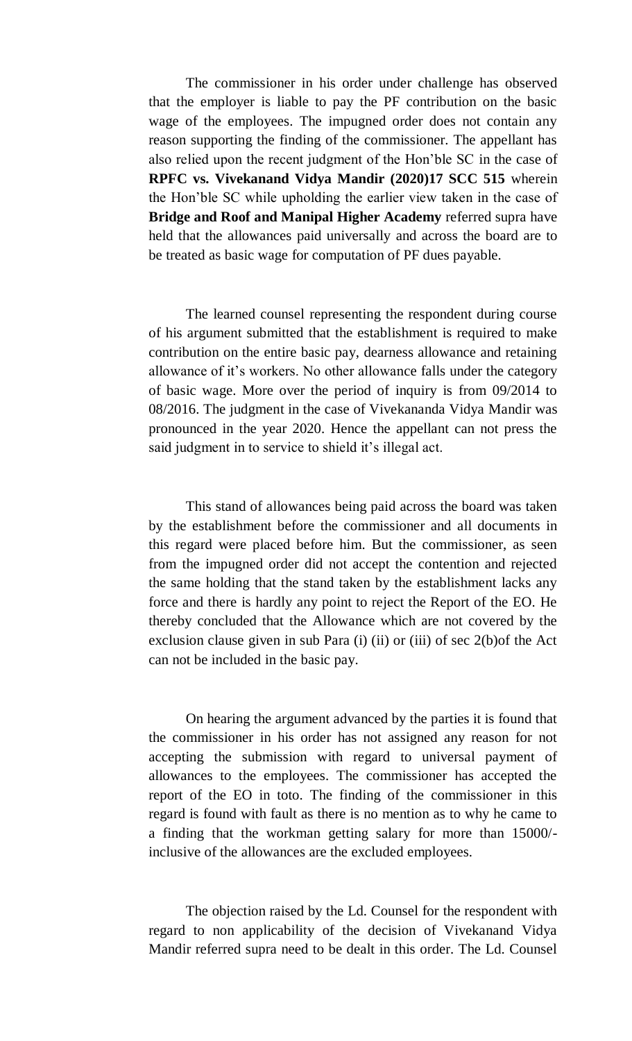The commissioner in his order under challenge has observed that the employer is liable to pay the PF contribution on the basic wage of the employees. The impugned order does not contain any reason supporting the finding of the commissioner. The appellant has also relied upon the recent judgment of the Hon'ble SC in the case of **RPFC vs. Vivekanand Vidya Mandir (2020)17 SCC 515** wherein the Hon'ble SC while upholding the earlier view taken in the case of **Bridge and Roof and Manipal Higher Academy** referred supra have held that the allowances paid universally and across the board are to be treated as basic wage for computation of PF dues payable.

The learned counsel representing the respondent during course of his argument submitted that the establishment is required to make contribution on the entire basic pay, dearness allowance and retaining allowance of it's workers. No other allowance falls under the category of basic wage. More over the period of inquiry is from 09/2014 to 08/2016. The judgment in the case of Vivekananda Vidya Mandir was pronounced in the year 2020. Hence the appellant can not press the said judgment in to service to shield it's illegal act.

This stand of allowances being paid across the board was taken by the establishment before the commissioner and all documents in this regard were placed before him. But the commissioner, as seen from the impugned order did not accept the contention and rejected the same holding that the stand taken by the establishment lacks any force and there is hardly any point to reject the Report of the EO. He thereby concluded that the Allowance which are not covered by the exclusion clause given in sub Para (i) (ii) or (iii) of sec 2(b)of the Act can not be included in the basic pay.

On hearing the argument advanced by the parties it is found that the commissioner in his order has not assigned any reason for not accepting the submission with regard to universal payment of allowances to the employees. The commissioner has accepted the report of the EO in toto. The finding of the commissioner in this regard is found with fault as there is no mention as to why he came to a finding that the workman getting salary for more than 15000/- inclusive of the allowances are the excluded employees.

The objection raised by the Ld. Counsel for the respondent with regard to non applicability of the decision of Vivekanand Vidya Mandir referred supra need to be dealt in this order. The Ld. Counsel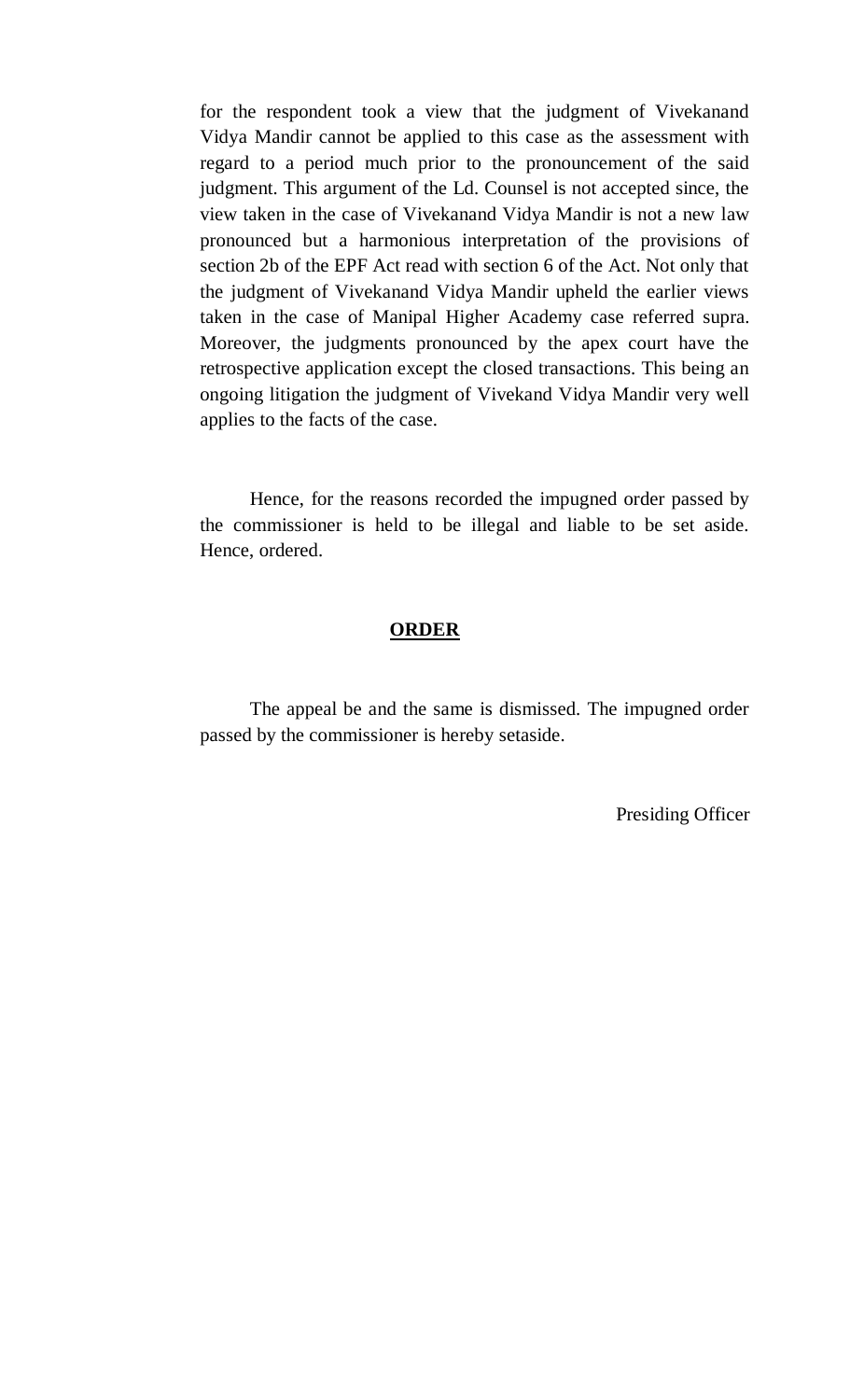for the respondent took a view that the judgment of Vivekanand Vidya Mandir cannot be applied to this case as the assessment with regard to a period much prior to the pronouncement of the said judgment. This argument of the Ld. Counsel is not accepted since, the view taken in the case of Vivekanand Vidya Mandir is not a new law pronounced but a harmonious interpretation of the provisions of section 2b of the EPF Act read with section 6 of the Act. Not only that the judgment of Vivekanand Vidya Mandir upheld the earlier views taken in the case of Manipal Higher Academy case referred supra. Moreover, the judgments pronounced by the apex court have the retrospective application except the closed transactions. This being an ongoing litigation the judgment of Vivekand Vidya Mandir very well applies to the facts of the case.

Hence, for the reasons recorded the impugned order passed by the commissioner is held to be illegal and liable to be set aside. Hence, ordered.

**ORDER**

The appeal be and the same is dismissed. The impugned order passed by the commissioner is hereby setaside.

Presiding Officer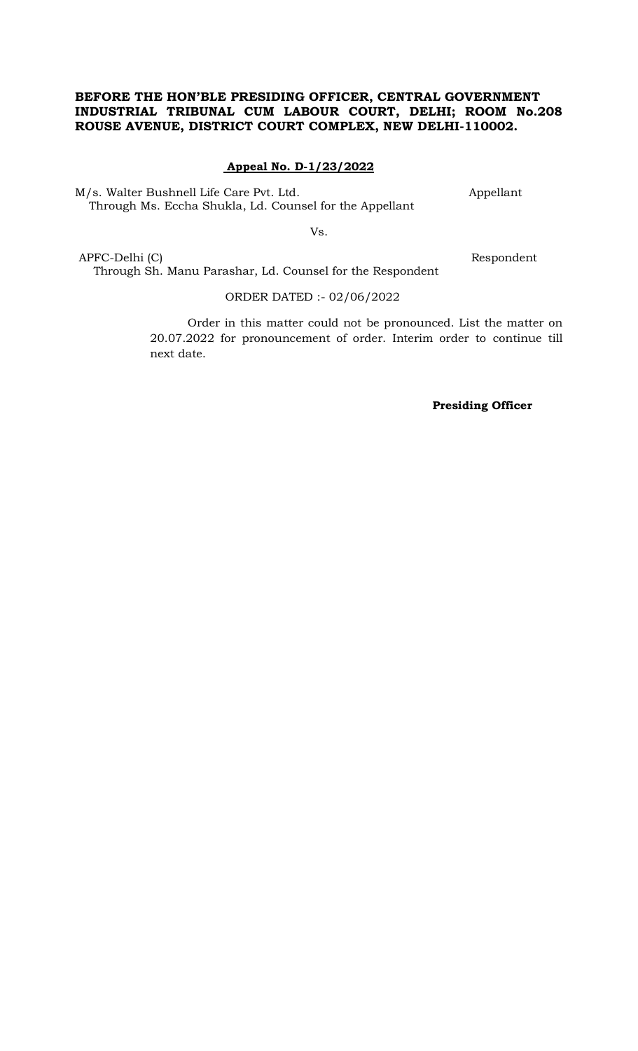**BEFORE THE HON'BLE PRESIDING OFFICER, CENTRAL GOVERNMENT INDUSTRIAL TRIBUNAL CUM LABOUR COURT, DELHI; ROOM No.208 ROUSE AVENUE, DISTRICT COURT COMPLEX, NEW DELHI-110002.**

**Appeal No. D-1/23/2022**

M/s. Walter Bushnell Life Care Pvt. Ltd. Appellant
Through Ms. Eccha Shukla, Ld. Counsel for the Appellant

Vs.

APFC-Delhi (C) Respondent
Through Sh. Manu Parashar, Ld. Counsel for the Respondent

ORDER DATED :- 02/06/2022

Order in this matter could not be pronounced. List the matter on 20.07.2022 for pronouncement of order. Interim order to continue till next date.

**Presiding Officer**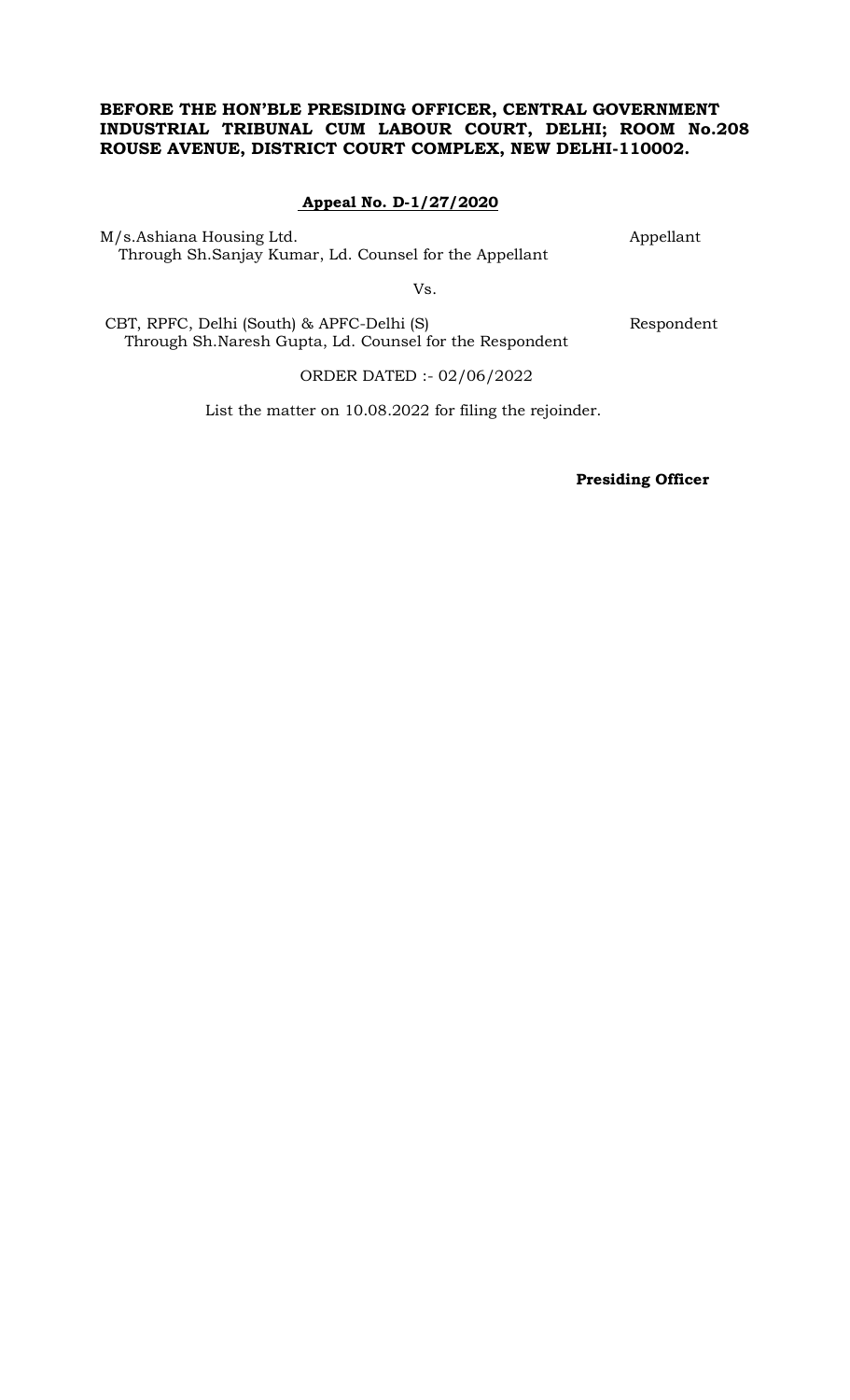**BEFORE THE HON'BLE PRESIDING OFFICER, CENTRAL GOVERNMENT INDUSTRIAL TRIBUNAL CUM LABOUR COURT, DELHI; ROOM No.208 ROUSE AVENUE, DISTRICT COURT COMPLEX, NEW DELHI-110002.**

**Appeal No. D-1/27/2020**

M/s.Ashiana Housing Ltd. Appellant
Through Sh.Sanjay Kumar, Ld. Counsel for the Appellant

Vs.

CBT, RPFC, Delhi (South) & APFC-Delhi (S) Respondent
Through Sh.Naresh Gupta, Ld. Counsel for the Respondent

ORDER DATED :- 02/06/2022

List the matter on 10.08.2022 for filing the rejoinder.

**Presiding Officer**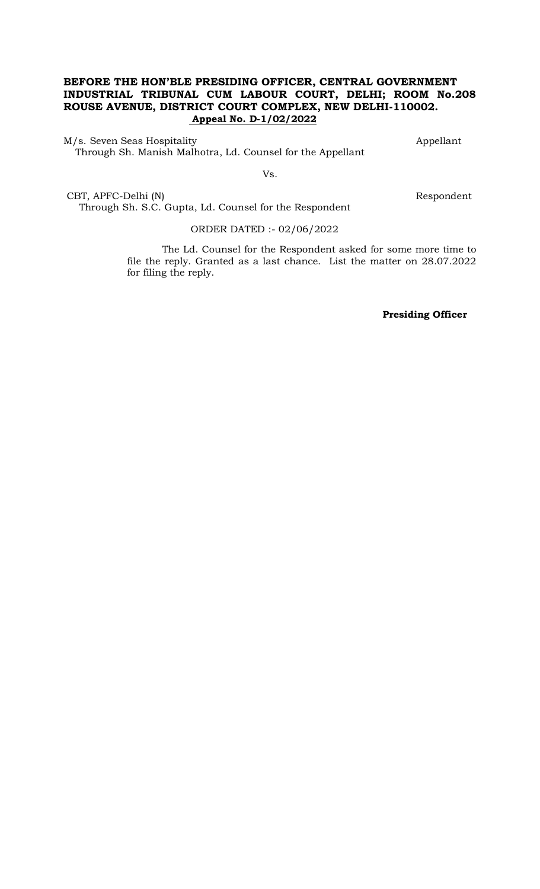**BEFORE THE HON'BLE PRESIDING OFFICER, CENTRAL GOVERNMENT INDUSTRIAL TRIBUNAL CUM LABOUR COURT, DELHI; ROOM No.208 ROUSE AVENUE, DISTRICT COURT COMPLEX, NEW DELHI-110002.**

**Appeal No. D-1/02/2022**

M/s. Seven Seas Hospitality — Appellant

Through Sh. Manish Malhotra, Ld. Counsel for the Appellant

Vs.

CBT, APFC-Delhi (N) — Respondent

Through Sh. S.C. Gupta, Ld. Counsel for the Respondent

ORDER DATED :- 02/06/2022

The Ld. Counsel for the Respondent asked for some more time to file the reply. Granted as a last chance. List the matter on 28.07.2022 for filing the reply.

**Presiding Officer**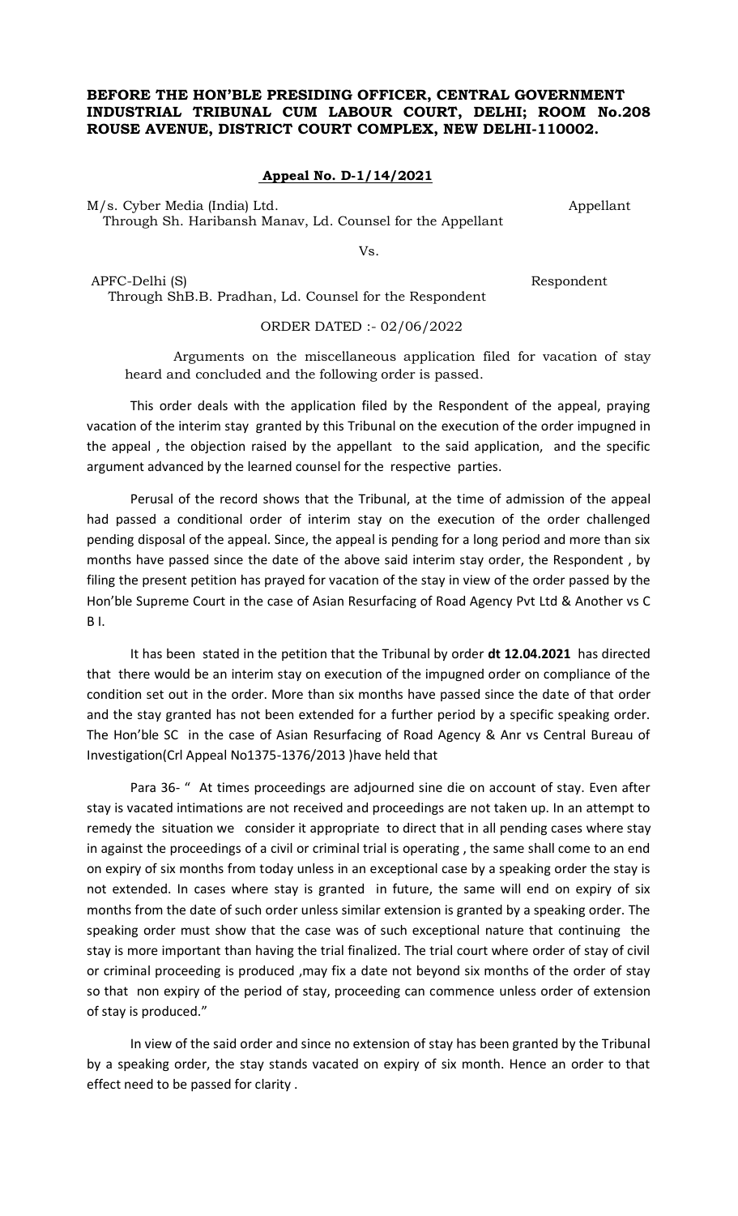**BEFORE THE HON'BLE PRESIDING OFFICER, CENTRAL GOVERNMENT INDUSTRIAL TRIBUNAL CUM LABOUR COURT, DELHI; ROOM No.208 ROUSE AVENUE, DISTRICT COURT COMPLEX, NEW DELHI-110002.**

**Appeal No. D-1/14/2021**

M/s. Cyber Media (India) Ltd. Appellant
Through Sh. Haribansh Manav, Ld. Counsel for the Appellant

Vs.

APFC-Delhi (S) Respondent
Through ShB.B. Pradhan, Ld. Counsel for the Respondent

ORDER DATED :- 02/06/2022

Arguments on the miscellaneous application filed for vacation of stay heard and concluded and the following order is passed.

This order deals with the application filed by the Respondent of the appeal, praying vacation of the interim stay granted by this Tribunal on the execution of the order impugned in the appeal , the objection raised by the appellant to the said application, and the specific argument advanced by the learned counsel for the respective parties.

Perusal of the record shows that the Tribunal, at the time of admission of the appeal had passed a conditional order of interim stay on the execution of the order challenged pending disposal of the appeal. Since, the appeal is pending for a long period and more than six months have passed since the date of the above said interim stay order, the Respondent , by filing the present petition has prayed for vacation of the stay in view of the order passed by the Hon'ble Supreme Court in the case of Asian Resurfacing of Road Agency Pvt Ltd & Another vs C B I.

It has been stated in the petition that the Tribunal by order **dt 12.04.2021** has directed that there would be an interim stay on execution of the impugned order on compliance of the condition set out in the order. More than six months have passed since the date of that order and the stay granted has not been extended for a further period by a specific speaking order. The Hon'ble SC in the case of Asian Resurfacing of Road Agency & Anr vs Central Bureau of Investigation(Crl Appeal No1375-1376/2013 )have held that

Para 36- " At times proceedings are adjourned sine die on account of stay. Even after stay is vacated intimations are not received and proceedings are not taken up. In an attempt to remedy the situation we consider it appropriate to direct that in all pending cases where stay in against the proceedings of a civil or criminal trial is operating , the same shall come to an end on expiry of six months from today unless in an exceptional case by a speaking order the stay is not extended. In cases where stay is granted in future, the same will end on expiry of six months from the date of such order unless similar extension is granted by a speaking order. The speaking order must show that the case was of such exceptional nature that continuing the stay is more important than having the trial finalized. The trial court where order of stay of civil or criminal proceeding is produced ,may fix a date not beyond six months of the order of stay so that non expiry of the period of stay, proceeding can commence unless order of extension of stay is produced."

In view of the said order and since no extension of stay has been granted by the Tribunal by a speaking order, the stay stands vacated on expiry of six month. Hence an order to that effect need to be passed for clarity .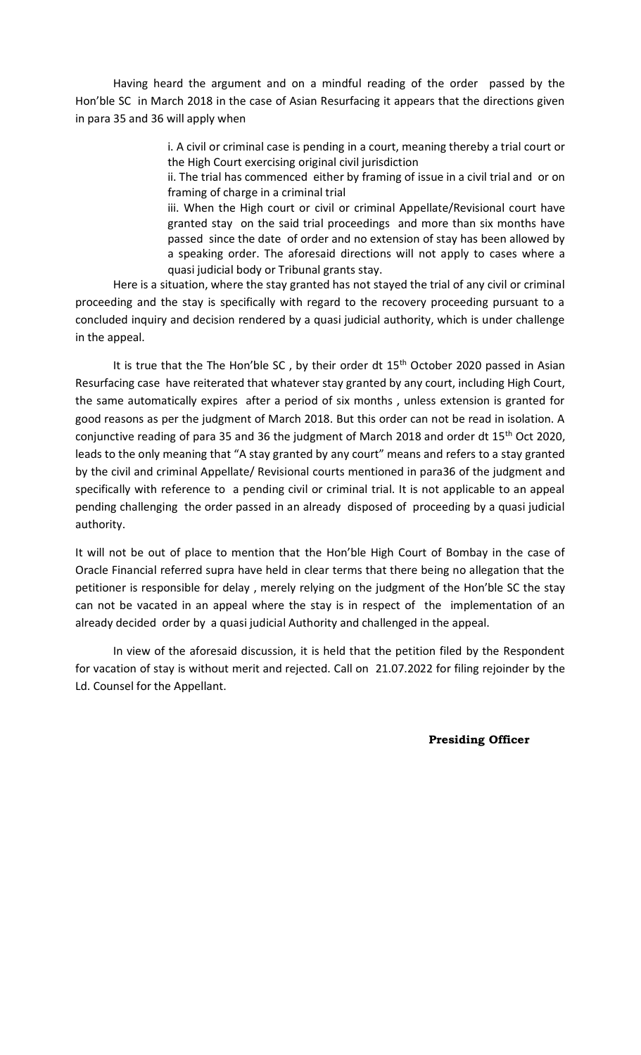Having heard the argument and on a mindful reading of the order passed by the Hon'ble SC in March 2018 in the case of Asian Resurfacing it appears that the directions given in para 35 and 36 will apply when

> i. A civil or criminal case is pending in a court, meaning thereby a trial court or the High Court exercising original civil jurisdiction
>
> ii. The trial has commenced either by framing of issue in a civil trial and or on framing of charge in a criminal trial
>
> iii. When the High court or civil or criminal Appellate/Revisional court have granted stay on the said trial proceedings and more than six months have passed since the date of order and no extension of stay has been allowed by a speaking order. The aforesaid directions will not apply to cases where a quasi judicial body or Tribunal grants stay.

Here is a situation, where the stay granted has not stayed the trial of any civil or criminal proceeding and the stay is specifically with regard to the recovery proceeding pursuant to a concluded inquiry and decision rendered by a quasi judicial authority, which is under challenge in the appeal.

It is true that the The Hon'ble SC , by their order dt 15th October 2020 passed in Asian Resurfacing case have reiterated that whatever stay granted by any court, including High Court, the same automatically expires after a period of six months , unless extension is granted for good reasons as per the judgment of March 2018. But this order can not be read in isolation. A conjunctive reading of para 35 and 36 the judgment of March 2018 and order dt 15th Oct 2020, leads to the only meaning that "A stay granted by any court" means and refers to a stay granted by the civil and criminal Appellate/ Revisional courts mentioned in para36 of the judgment and specifically with reference to a pending civil or criminal trial. It is not applicable to an appeal pending challenging the order passed in an already disposed of proceeding by a quasi judicial authority.

It will not be out of place to mention that the Hon'ble High Court of Bombay in the case of Oracle Financial referred supra have held in clear terms that there being no allegation that the petitioner is responsible for delay , merely relying on the judgment of the Hon'ble SC the stay can not be vacated in an appeal where the stay is in respect of the implementation of an already decided order by a quasi judicial Authority and challenged in the appeal.

In view of the aforesaid discussion, it is held that the petition filed by the Respondent for vacation of stay is without merit and rejected. Call on 21.07.2022 for filing rejoinder by the Ld. Counsel for the Appellant.

**Presiding Officer**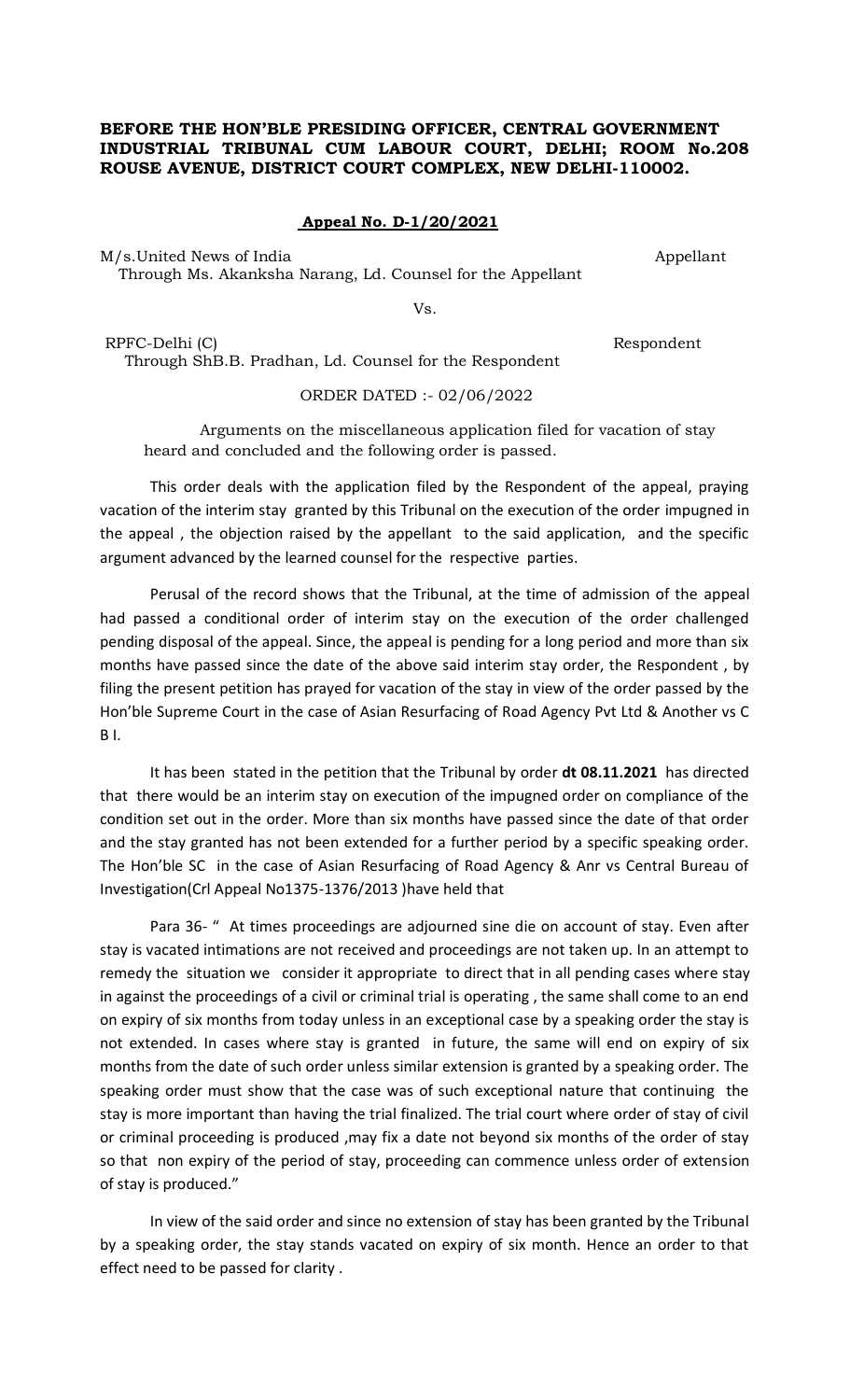**BEFORE THE HON'BLE PRESIDING OFFICER, CENTRAL GOVERNMENT INDUSTRIAL TRIBUNAL CUM LABOUR COURT, DELHI; ROOM No.208 ROUSE AVENUE, DISTRICT COURT COMPLEX, NEW DELHI-110002.**

**Appeal No. D-1/20/2021**

M/s.United News of India — Appellant
Through Ms. Akanksha Narang, Ld. Counsel for the Appellant

Vs.

RPFC-Delhi (C) — Respondent
Through ShB.B. Pradhan, Ld. Counsel for the Respondent

ORDER DATED :- 02/06/2022

Arguments on the miscellaneous application filed for vacation of stay heard and concluded and the following order is passed.

This order deals with the application filed by the Respondent of the appeal, praying vacation of the interim stay granted by this Tribunal on the execution of the order impugned in the appeal , the objection raised by the appellant to the said application, and the specific argument advanced by the learned counsel for the respective parties.

Perusal of the record shows that the Tribunal, at the time of admission of the appeal had passed a conditional order of interim stay on the execution of the order challenged pending disposal of the appeal. Since, the appeal is pending for a long period and more than six months have passed since the date of the above said interim stay order, the Respondent , by filing the present petition has prayed for vacation of the stay in view of the order passed by the Hon'ble Supreme Court in the case of Asian Resurfacing of Road Agency Pvt Ltd & Another vs C B I.

It has been stated in the petition that the Tribunal by order **dt 08.11.2021** has directed that there would be an interim stay on execution of the impugned order on compliance of the condition set out in the order. More than six months have passed since the date of that order and the stay granted has not been extended for a further period by a specific speaking order. The Hon'ble SC in the case of Asian Resurfacing of Road Agency & Anr vs Central Bureau of Investigation(Crl Appeal No1375-1376/2013 )have held that

Para 36- " At times proceedings are adjourned sine die on account of stay. Even after stay is vacated intimations are not received and proceedings are not taken up. In an attempt to remedy the situation we consider it appropriate to direct that in all pending cases where stay in against the proceedings of a civil or criminal trial is operating , the same shall come to an end on expiry of six months from today unless in an exceptional case by a speaking order the stay is not extended. In cases where stay is granted in future, the same will end on expiry of six months from the date of such order unless similar extension is granted by a speaking order. The speaking order must show that the case was of such exceptional nature that continuing the stay is more important than having the trial finalized. The trial court where order of stay of civil or criminal proceeding is produced ,may fix a date not beyond six months of the order of stay so that non expiry of the period of stay, proceeding can commence unless order of extension of stay is produced."

In view of the said order and since no extension of stay has been granted by the Tribunal by a speaking order, the stay stands vacated on expiry of six month. Hence an order to that effect need to be passed for clarity .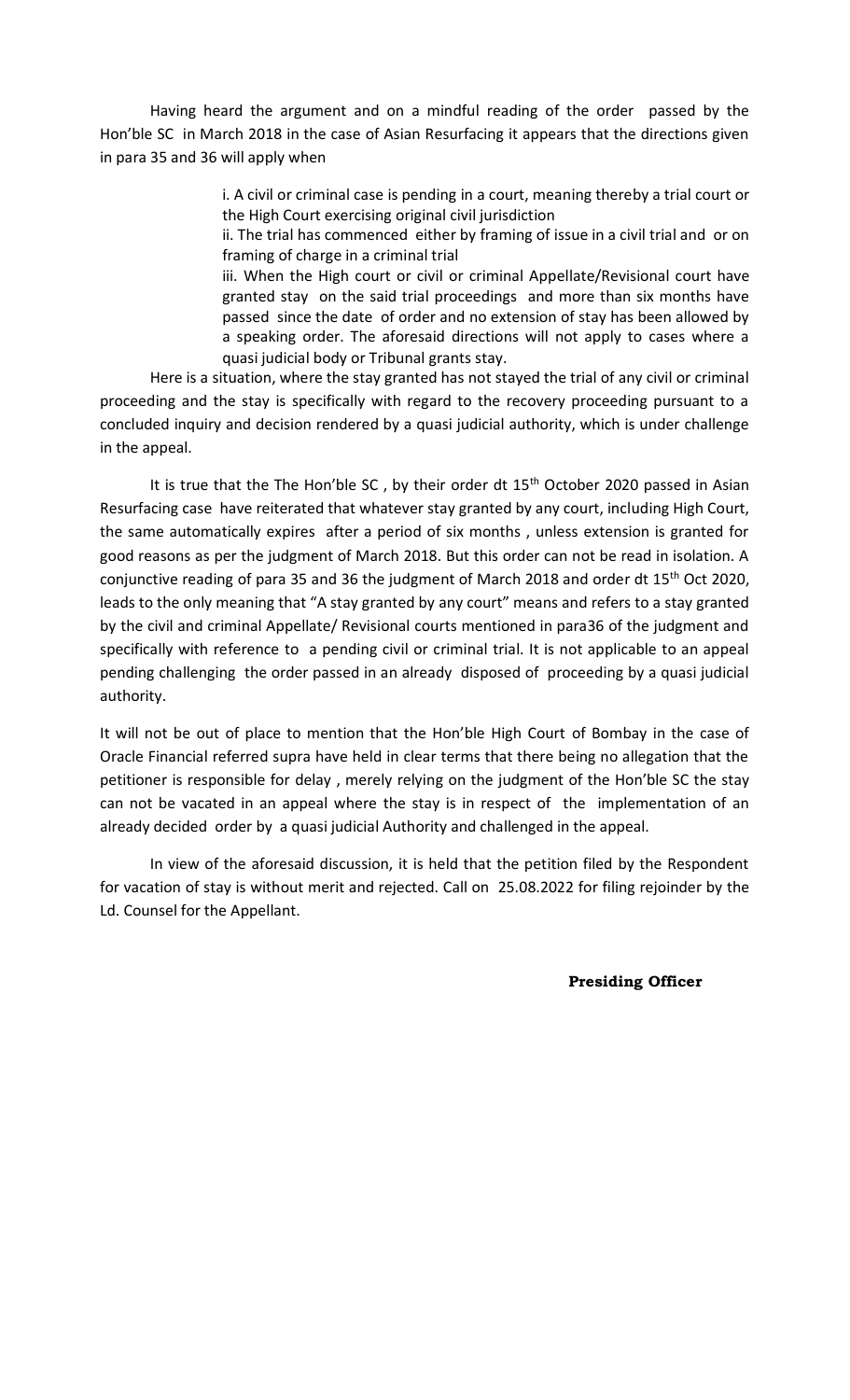Having heard the argument and on a mindful reading of the order passed by the Hon'ble SC in March 2018 in the case of Asian Resurfacing it appears that the directions given in para 35 and 36 will apply when

> i. A civil or criminal case is pending in a court, meaning thereby a trial court or the High Court exercising original civil jurisdiction
>
> ii. The trial has commenced either by framing of issue in a civil trial and or on framing of charge in a criminal trial
>
> iii. When the High court or civil or criminal Appellate/Revisional court have granted stay on the said trial proceedings and more than six months have passed since the date of order and no extension of stay has been allowed by a speaking order. The aforesaid directions will not apply to cases where a quasi judicial body or Tribunal grants stay.

Here is a situation, where the stay granted has not stayed the trial of any civil or criminal proceeding and the stay is specifically with regard to the recovery proceeding pursuant to a concluded inquiry and decision rendered by a quasi judicial authority, which is under challenge in the appeal.

It is true that the The Hon'ble SC , by their order dt 15th October 2020 passed in Asian Resurfacing case have reiterated that whatever stay granted by any court, including High Court, the same automatically expires after a period of six months , unless extension is granted for good reasons as per the judgment of March 2018. But this order can not be read in isolation. A conjunctive reading of para 35 and 36 the judgment of March 2018 and order dt 15th Oct 2020, leads to the only meaning that "A stay granted by any court" means and refers to a stay granted by the civil and criminal Appellate/ Revisional courts mentioned in para36 of the judgment and specifically with reference to a pending civil or criminal trial. It is not applicable to an appeal pending challenging the order passed in an already disposed of proceeding by a quasi judicial authority.

It will not be out of place to mention that the Hon'ble High Court of Bombay in the case of Oracle Financial referred supra have held in clear terms that there being no allegation that the petitioner is responsible for delay , merely relying on the judgment of the Hon'ble SC the stay can not be vacated in an appeal where the stay is in respect of the implementation of an already decided order by a quasi judicial Authority and challenged in the appeal.

In view of the aforesaid discussion, it is held that the petition filed by the Respondent for vacation of stay is without merit and rejected. Call on 25.08.2022 for filing rejoinder by the Ld. Counsel for the Appellant.

**Presiding Officer**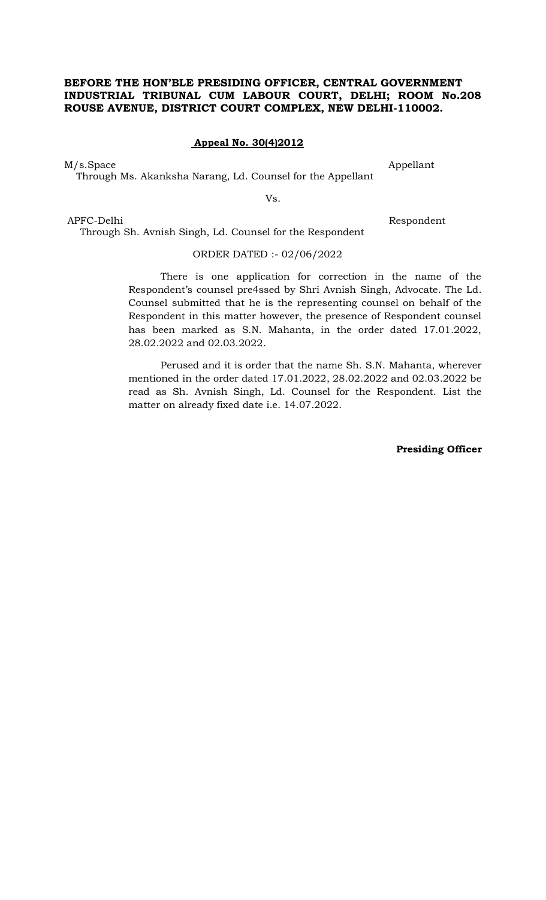**BEFORE THE HON'BLE PRESIDING OFFICER, CENTRAL GOVERNMENT INDUSTRIAL TRIBUNAL CUM LABOUR COURT, DELHI; ROOM No.208 ROUSE AVENUE, DISTRICT COURT COMPLEX, NEW DELHI-110002.**

**Appeal No. 30(4)2012**

M/s.Space Appellant
Through Ms. Akanksha Narang, Ld. Counsel for the Appellant

Vs.

APFC-Delhi Respondent
Through Sh. Avnish Singh, Ld. Counsel for the Respondent

ORDER DATED :- 02/06/2022

There is one application for correction in the name of the Respondent's counsel pre4ssed by Shri Avnish Singh, Advocate. The Ld. Counsel submitted that he is the representing counsel on behalf of the Respondent in this matter however, the presence of Respondent counsel has been marked as S.N. Mahanta, in the order dated 17.01.2022, 28.02.2022 and 02.03.2022.

Perused and it is order that the name Sh. S.N. Mahanta, wherever mentioned in the order dated 17.01.2022, 28.02.2022 and 02.03.2022 be read as Sh. Avnish Singh, Ld. Counsel for the Respondent. List the matter on already fixed date i.e. 14.07.2022.

**Presiding Officer**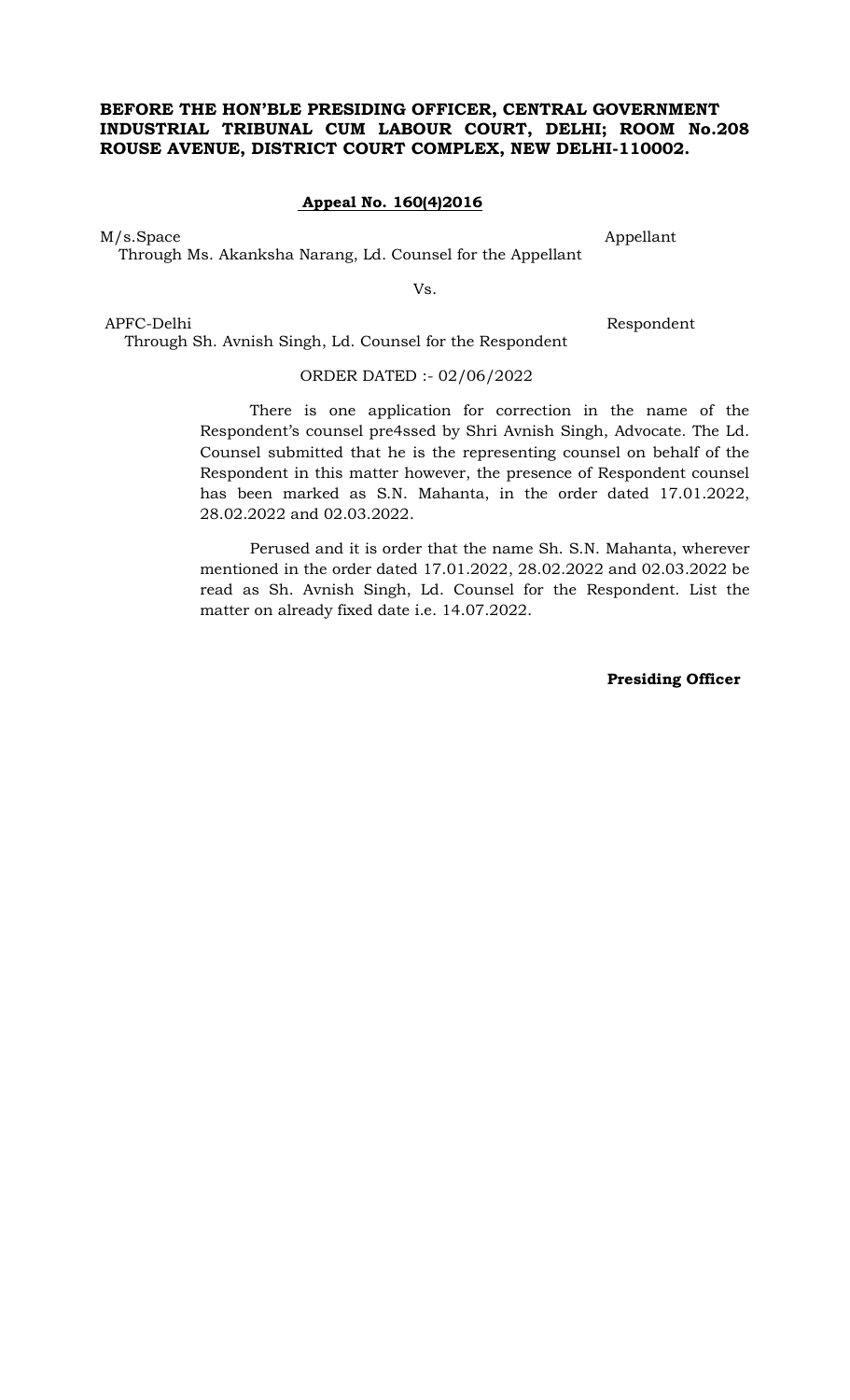**BEFORE THE HON'BLE PRESIDING OFFICER, CENTRAL GOVERNMENT INDUSTRIAL TRIBUNAL CUM LABOUR COURT, DELHI; ROOM No.208 ROUSE AVENUE, DISTRICT COURT COMPLEX, NEW DELHI-110002.**

**Appeal No. 160(4)2016**

M/s.Space — Appellant
Through Ms. Akanksha Narang, Ld. Counsel for the Appellant

Vs.

APFC-Delhi — Respondent
Through Sh. Avnish Singh, Ld. Counsel for the Respondent

ORDER DATED :- 02/06/2022

There is one application for correction in the name of the Respondent's counsel pre4ssed by Shri Avnish Singh, Advocate. The Ld. Counsel submitted that he is the representing counsel on behalf of the Respondent in this matter however, the presence of Respondent counsel has been marked as S.N. Mahanta, in the order dated 17.01.2022, 28.02.2022 and 02.03.2022.

Perused and it is order that the name Sh. S.N. Mahanta, wherever mentioned in the order dated 17.01.2022, 28.02.2022 and 02.03.2022 be read as Sh. Avnish Singh, Ld. Counsel for the Respondent. List the matter on already fixed date i.e. 14.07.2022.

**Presiding Officer**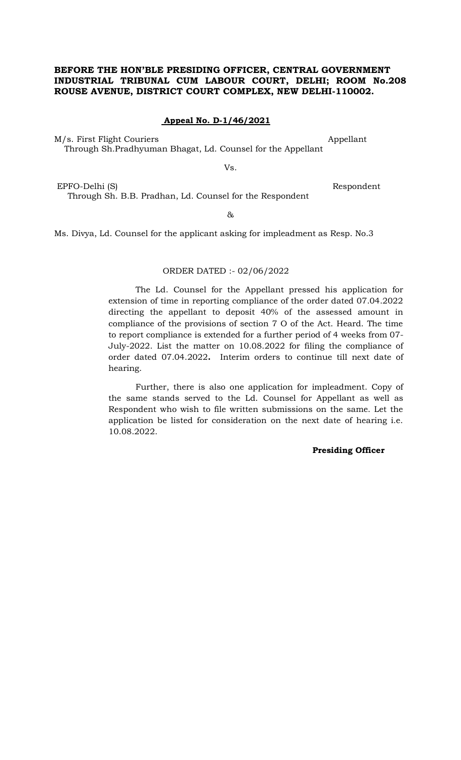**BEFORE THE HON'BLE PRESIDING OFFICER, CENTRAL GOVERNMENT INDUSTRIAL TRIBUNAL CUM LABOUR COURT, DELHI; ROOM No.208 ROUSE AVENUE, DISTRICT COURT COMPLEX, NEW DELHI-110002.**

**Appeal No. D-1/46/2021**

M/s. First Flight Couriers — Appellant
Through Sh.Pradhyuman Bhagat, Ld. Counsel for the Appellant

Vs.

EPFO-Delhi (S) — Respondent
Through Sh. B.B. Pradhan, Ld. Counsel for the Respondent

&

Ms. Divya, Ld. Counsel for the applicant asking for impleadment as Resp. No.3

ORDER DATED :- 02/06/2022

The Ld. Counsel for the Appellant pressed his application for extension of time in reporting compliance of the order dated 07.04.2022 directing the appellant to deposit 40% of the assessed amount in compliance of the provisions of section 7 O of the Act. Heard. The time to report compliance is extended for a further period of 4 weeks from 07-July-2022. List the matter on 10.08.2022 for filing the compliance of order dated 07.04.2022**.** Interim orders to continue till next date of hearing.

Further, there is also one application for impleadment. Copy of the same stands served to the Ld. Counsel for Appellant as well as Respondent who wish to file written submissions on the same. Let the application be listed for consideration on the next date of hearing i.e. 10.08.2022.

**Presiding Officer**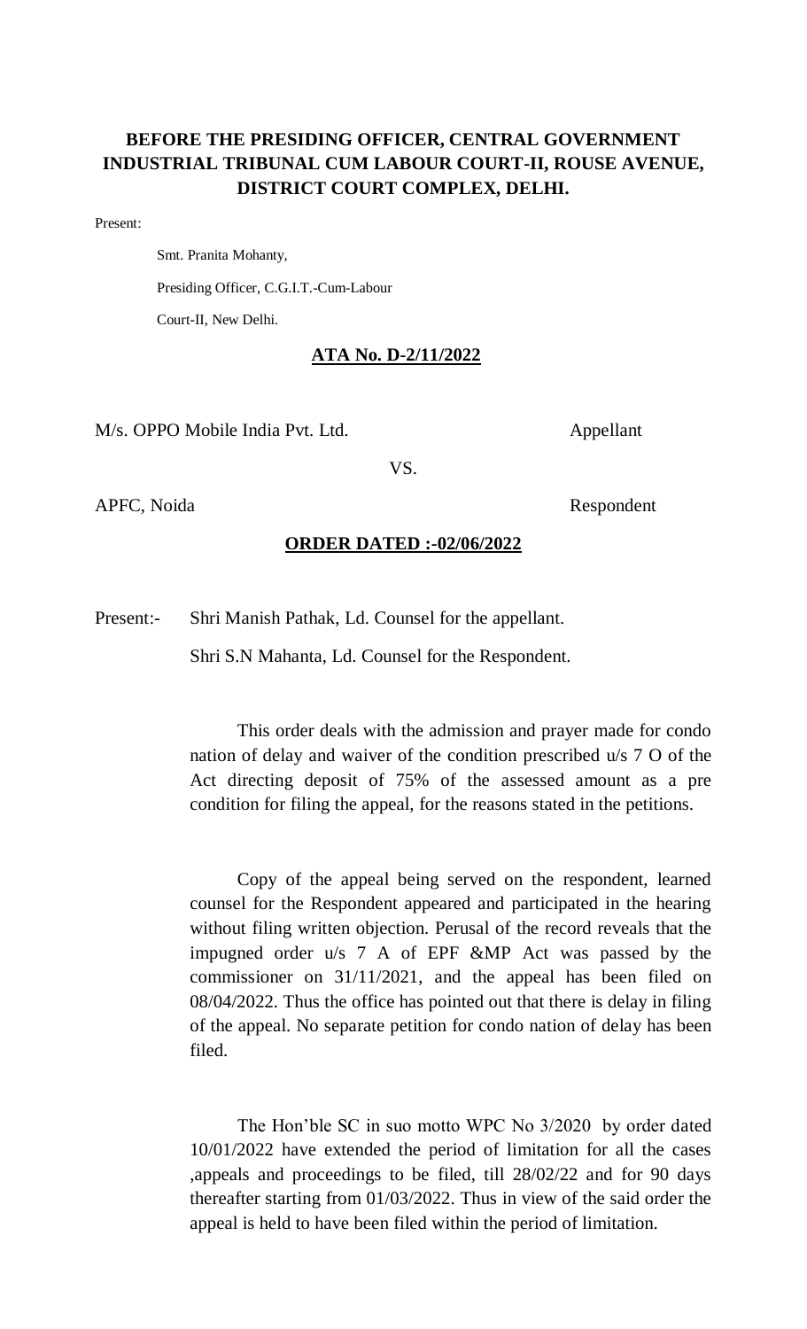**BEFORE THE PRESIDING OFFICER, CENTRAL GOVERNMENT INDUSTRIAL TRIBUNAL CUM LABOUR COURT-II, ROUSE AVENUE, DISTRICT COURT COMPLEX, DELHI.**

Present:

Smt. Pranita Mohanty,

Presiding Officer, C.G.I.T.-Cum-Labour

Court-II, New Delhi.

**ATA No. D-2/11/2022**

M/s. OPPO Mobile India Pvt. Ltd. Appellant

VS.

APFC, Noida Respondent

**ORDER DATED :-02/06/2022**

Present:- Shri Manish Pathak, Ld. Counsel for the appellant.

Shri S.N Mahanta, Ld. Counsel for the Respondent.

This order deals with the admission and prayer made for condo nation of delay and waiver of the condition prescribed u/s 7 O of the Act directing deposit of 75% of the assessed amount as a pre condition for filing the appeal, for the reasons stated in the petitions.

Copy of the appeal being served on the respondent, learned counsel for the Respondent appeared and participated in the hearing without filing written objection. Perusal of the record reveals that the impugned order u/s 7 A of EPF &MP Act was passed by the commissioner on 31/11/2021, and the appeal has been filed on 08/04/2022. Thus the office has pointed out that there is delay in filing of the appeal. No separate petition for condo nation of delay has been filed.

The Hon'ble SC in suo motto WPC No 3/2020 by order dated 10/01/2022 have extended the period of limitation for all the cases ,appeals and proceedings to be filed, till 28/02/22 and for 90 days thereafter starting from 01/03/2022. Thus in view of the said order the appeal is held to have been filed within the period of limitation.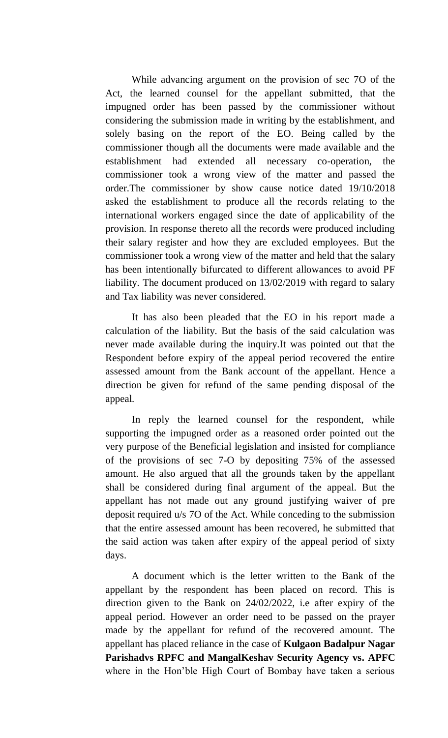While advancing argument on the provision of sec 7O of the Act, the learned counsel for the appellant submitted, that the impugned order has been passed by the commissioner without considering the submission made in writing by the establishment, and solely basing on the report of the EO. Being called by the commissioner though all the documents were made available and the establishment had extended all necessary co-operation, the commissioner took a wrong view of the matter and passed the order.The commissioner by show cause notice dated 19/10/2018 asked the establishment to produce all the records relating to the international workers engaged since the date of applicability of the provision. In response thereto all the records were produced including their salary register and how they are excluded employees. But the commissioner took a wrong view of the matter and held that the salary has been intentionally bifurcated to different allowances to avoid PF liability. The document produced on 13/02/2019 with regard to salary and Tax liability was never considered.

It has also been pleaded that the EO in his report made a calculation of the liability. But the basis of the said calculation was never made available during the inquiry.It was pointed out that the Respondent before expiry of the appeal period recovered the entire assessed amount from the Bank account of the appellant. Hence a direction be given for refund of the same pending disposal of the appeal.

In reply the learned counsel for the respondent, while supporting the impugned order as a reasoned order pointed out the very purpose of the Beneficial legislation and insisted for compliance of the provisions of sec 7-O by depositing 75% of the assessed amount. He also argued that all the grounds taken by the appellant shall be considered during final argument of the appeal. But the appellant has not made out any ground justifying waiver of pre deposit required u/s 7O of the Act. While conceding to the submission that the entire assessed amount has been recovered, he submitted that the said action was taken after expiry of the appeal period of sixty days.

A document which is the letter written to the Bank of the appellant by the respondent has been placed on record. This is direction given to the Bank on 24/02/2022, i.e after expiry of the appeal period. However an order need to be passed on the prayer made by the appellant for refund of the recovered amount. The appellant has placed reliance in the case of **Kulgaon Badalpur Nagar Parishadvs RPFC and MangalKeshav Security Agency vs. APFC** where in the Hon'ble High Court of Bombay have taken a serious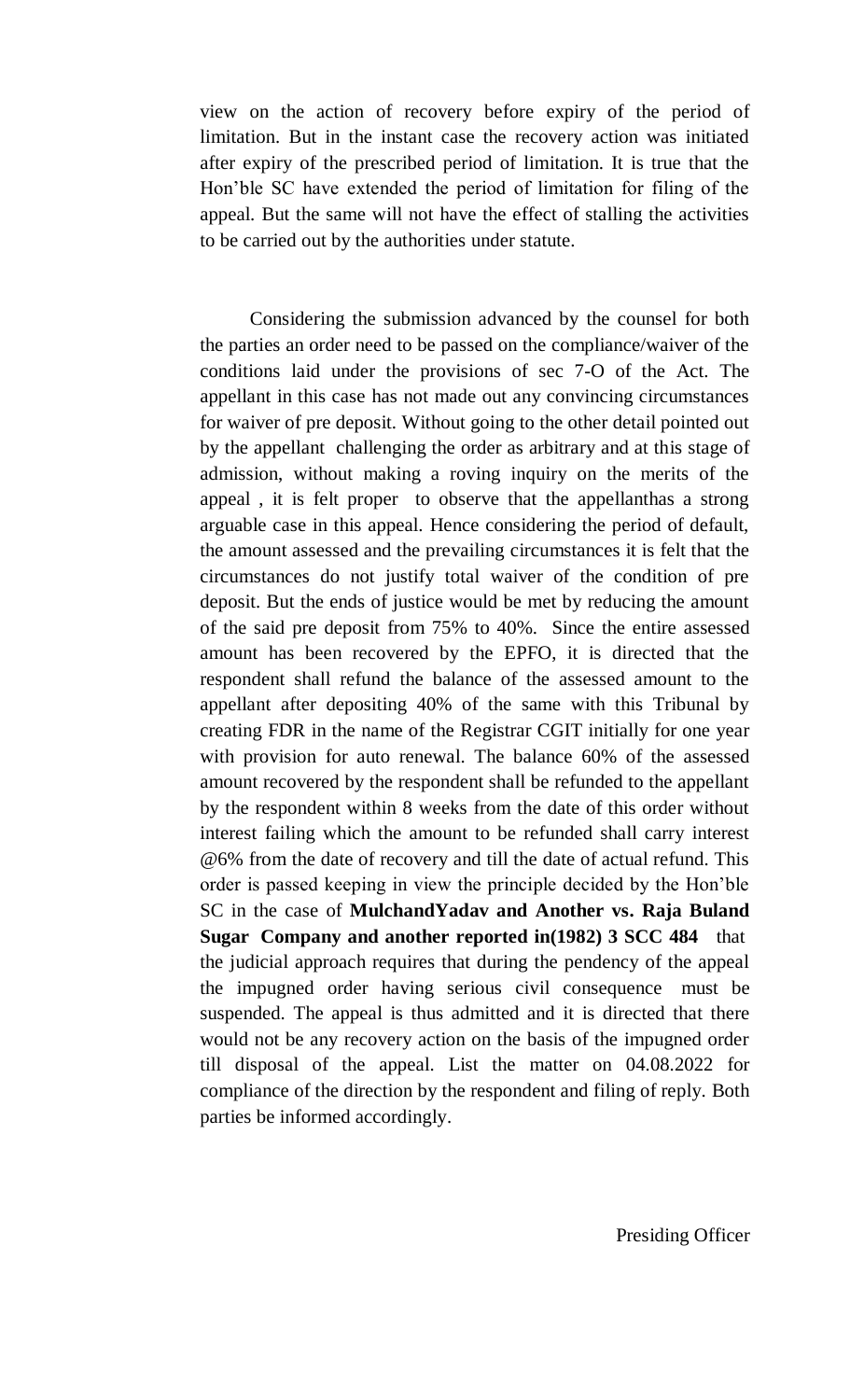view on the action of recovery before expiry of the period of limitation. But in the instant case the recovery action was initiated after expiry of the prescribed period of limitation. It is true that the Hon'ble SC have extended the period of limitation for filing of the appeal. But the same will not have the effect of stalling the activities to be carried out by the authorities under statute.

Considering the submission advanced by the counsel for both the parties an order need to be passed on the compliance/waiver of the conditions laid under the provisions of sec 7-O of the Act. The appellant in this case has not made out any convincing circumstances for waiver of pre deposit. Without going to the other detail pointed out by the appellant challenging the order as arbitrary and at this stage of admission, without making a roving inquiry on the merits of the appeal , it is felt proper to observe that the appellanthas a strong arguable case in this appeal. Hence considering the period of default, the amount assessed and the prevailing circumstances it is felt that the circumstances do not justify total waiver of the condition of pre deposit. But the ends of justice would be met by reducing the amount of the said pre deposit from 75% to 40%. Since the entire assessed amount has been recovered by the EPFO, it is directed that the respondent shall refund the balance of the assessed amount to the appellant after depositing 40% of the same with this Tribunal by creating FDR in the name of the Registrar CGIT initially for one year with provision for auto renewal. The balance 60% of the assessed amount recovered by the respondent shall be refunded to the appellant by the respondent within 8 weeks from the date of this order without interest failing which the amount to be refunded shall carry interest @6% from the date of recovery and till the date of actual refund. This order is passed keeping in view the principle decided by the Hon'ble SC in the case of **MulchandYadav and Another vs. Raja Buland Sugar Company and another reported in(1982) 3 SCC 484** that the judicial approach requires that during the pendency of the appeal the impugned order having serious civil consequence must be suspended. The appeal is thus admitted and it is directed that there would not be any recovery action on the basis of the impugned order till disposal of the appeal. List the matter on 04.08.2022 for compliance of the direction by the respondent and filing of reply. Both parties be informed accordingly.

Presiding Officer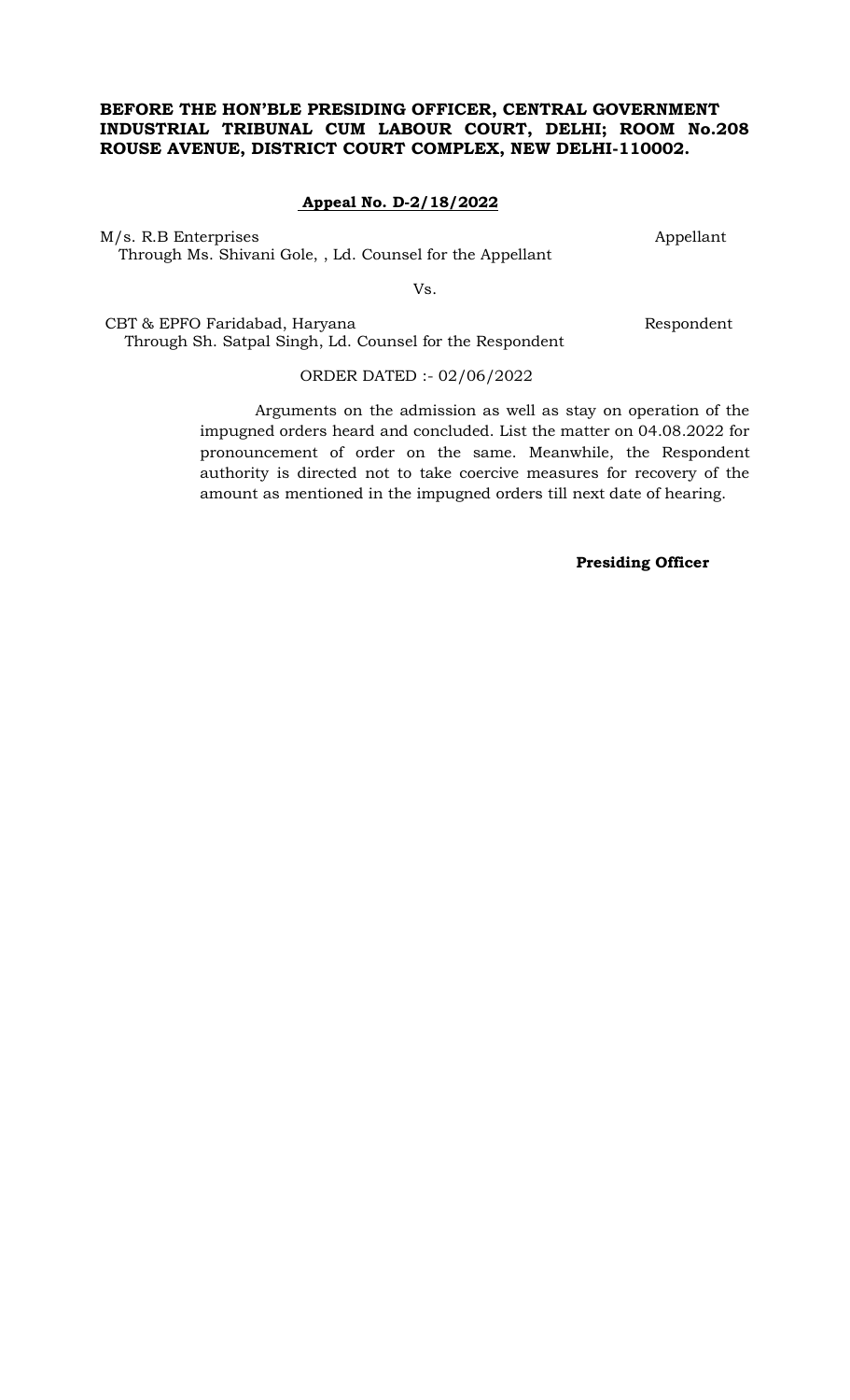**BEFORE THE HON'BLE PRESIDING OFFICER, CENTRAL GOVERNMENT INDUSTRIAL TRIBUNAL CUM LABOUR COURT, DELHI; ROOM No.208 ROUSE AVENUE, DISTRICT COURT COMPLEX, NEW DELHI-110002.**

**Appeal No. D-2/18/2022**

M/s. R.B Enterprises — Appellant
Through Ms. Shivani Gole, , Ld. Counsel for the Appellant

Vs.

CBT & EPFO Faridabad, Haryana — Respondent
Through Sh. Satpal Singh, Ld. Counsel for the Respondent

ORDER DATED :- 02/06/2022

Arguments on the admission as well as stay on operation of the impugned orders heard and concluded. List the matter on 04.08.2022 for pronouncement of order on the same. Meanwhile, the Respondent authority is directed not to take coercive measures for recovery of the amount as mentioned in the impugned orders till next date of hearing.

**Presiding Officer**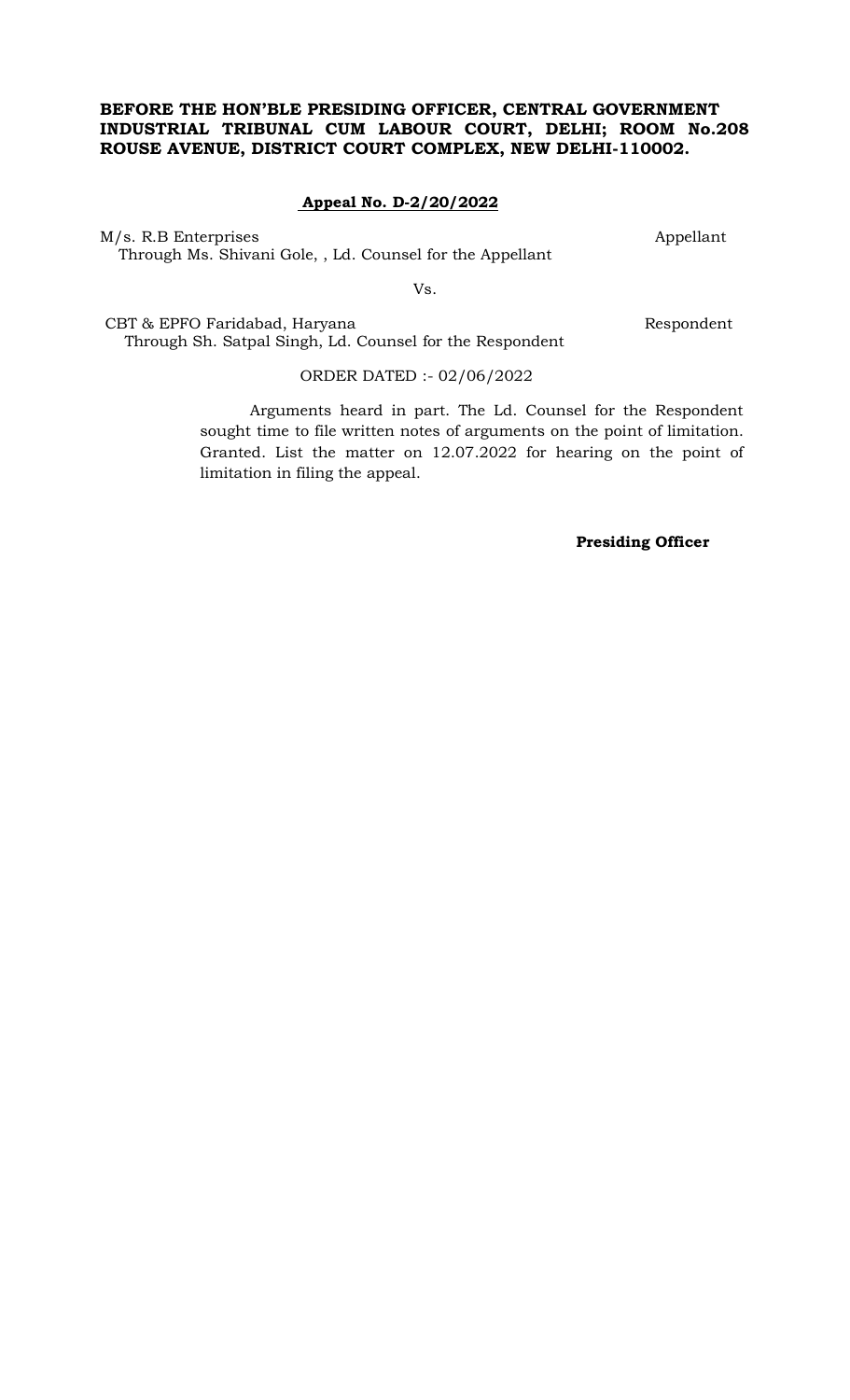**BEFORE THE HON'BLE PRESIDING OFFICER, CENTRAL GOVERNMENT INDUSTRIAL TRIBUNAL CUM LABOUR COURT, DELHI; ROOM No.208 ROUSE AVENUE, DISTRICT COURT COMPLEX, NEW DELHI-110002.**

**Appeal No. D-2/20/2022**

M/s. R.B Enterprises — Appellant
Through Ms. Shivani Gole, , Ld. Counsel for the Appellant

Vs.

CBT & EPFO Faridabad, Haryana — Respondent
Through Sh. Satpal Singh, Ld. Counsel for the Respondent

ORDER DATED :- 02/06/2022

Arguments heard in part. The Ld. Counsel for the Respondent sought time to file written notes of arguments on the point of limitation. Granted. List the matter on 12.07.2022 for hearing on the point of limitation in filing the appeal.

**Presiding Officer**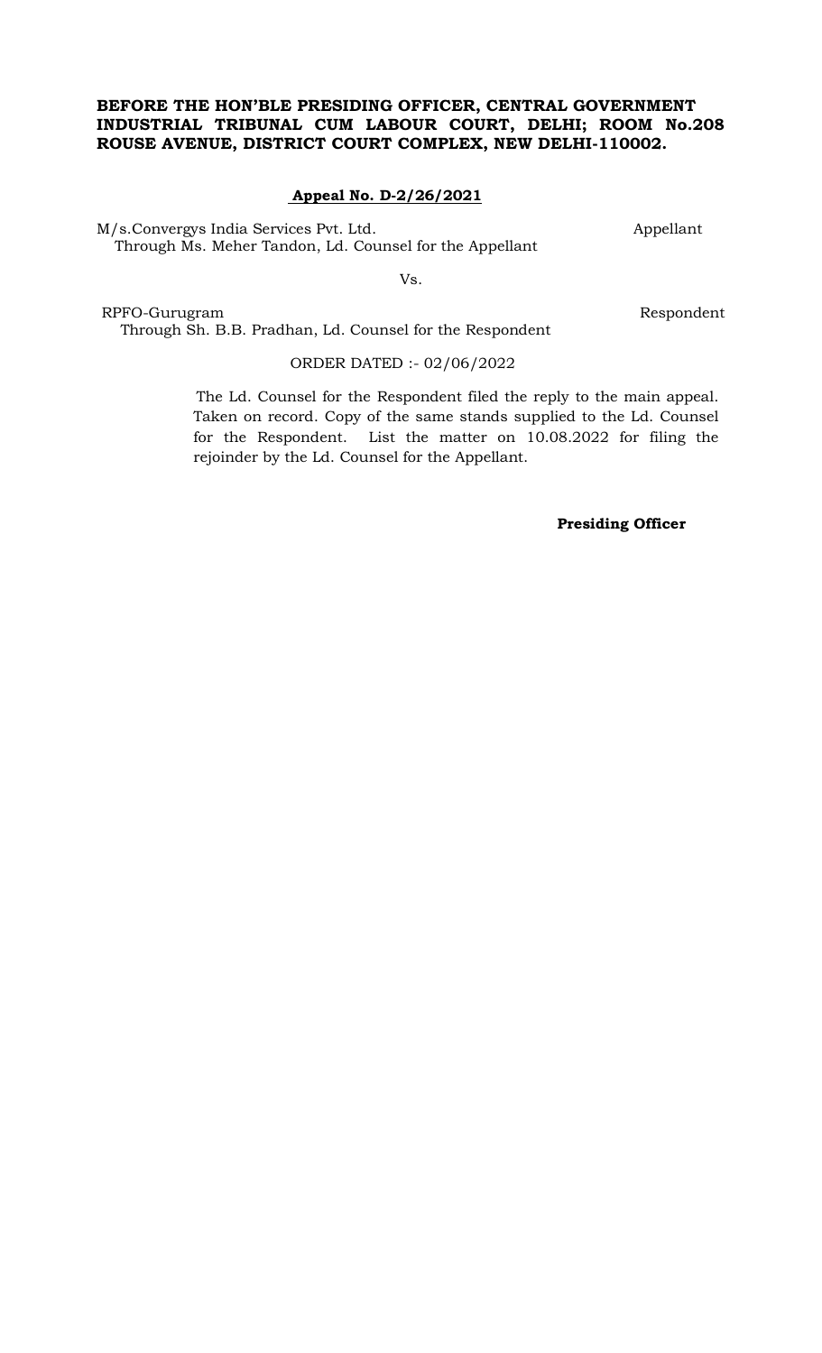**BEFORE THE HON'BLE PRESIDING OFFICER, CENTRAL GOVERNMENT INDUSTRIAL TRIBUNAL CUM LABOUR COURT, DELHI; ROOM No.208 ROUSE AVENUE, DISTRICT COURT COMPLEX, NEW DELHI-110002.**

**Appeal No. D-2/26/2021**

M/s.Convergys India Services Pvt. Ltd. Appellant
Through Ms. Meher Tandon, Ld. Counsel for the Appellant

Vs.

RPFO-Gurugram Respondent
Through Sh. B.B. Pradhan, Ld. Counsel for the Respondent

ORDER DATED :- 02/06/2022

The Ld. Counsel for the Respondent filed the reply to the main appeal. Taken on record. Copy of the same stands supplied to the Ld. Counsel for the Respondent. List the matter on 10.08.2022 for filing the rejoinder by the Ld. Counsel for the Appellant.

**Presiding Officer**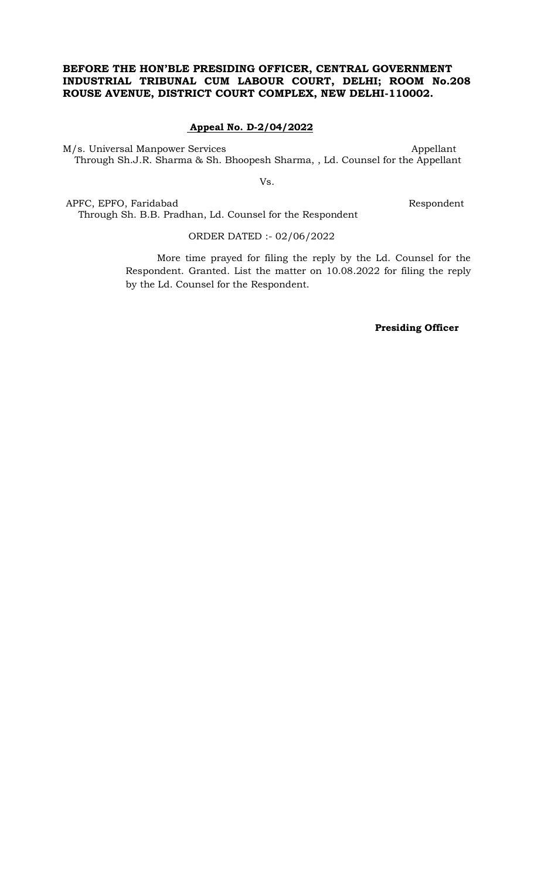**BEFORE THE HON'BLE PRESIDING OFFICER, CENTRAL GOVERNMENT INDUSTRIAL TRIBUNAL CUM LABOUR COURT, DELHI; ROOM No.208 ROUSE AVENUE, DISTRICT COURT COMPLEX, NEW DELHI-110002.**

**Appeal No. D-2/04/2022**

M/s. Universal Manpower Services — Appellant

Through Sh.J.R. Sharma & Sh. Bhoopesh Sharma, , Ld. Counsel for the Appellant

Vs.

APFC, EPFO, Faridabad — Respondent

Through Sh. B.B. Pradhan, Ld. Counsel for the Respondent

ORDER DATED :- 02/06/2022

More time prayed for filing the reply by the Ld. Counsel for the Respondent. Granted. List the matter on 10.08.2022 for filing the reply by the Ld. Counsel for the Respondent.

**Presiding Officer**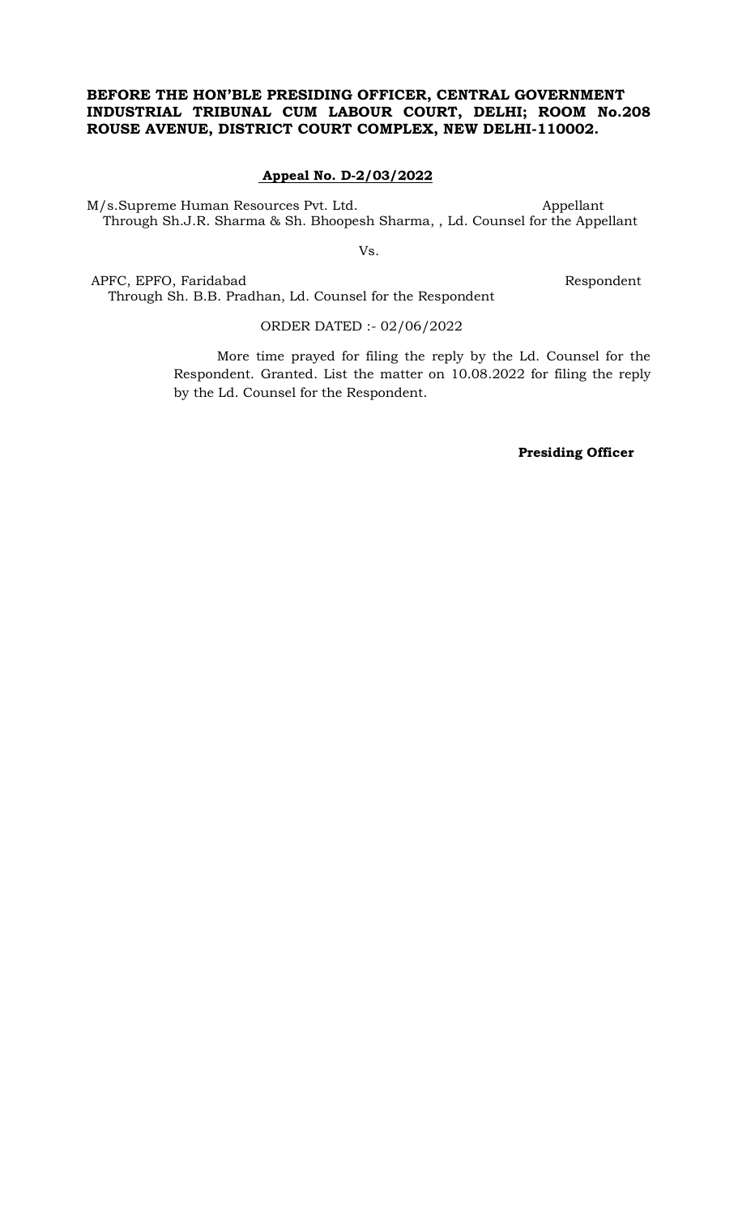**BEFORE THE HON'BLE PRESIDING OFFICER, CENTRAL GOVERNMENT INDUSTRIAL TRIBUNAL CUM LABOUR COURT, DELHI; ROOM No.208 ROUSE AVENUE, DISTRICT COURT COMPLEX, NEW DELHI-110002.**

**Appeal No. D-2/03/2022**

M/s.Supreme Human Resources Pvt. Ltd. Appellant
Through Sh.J.R. Sharma & Sh. Bhoopesh Sharma, , Ld. Counsel for the Appellant

Vs.

APFC, EPFO, Faridabad Respondent
Through Sh. B.B. Pradhan, Ld. Counsel for the Respondent

ORDER DATED :- 02/06/2022

More time prayed for filing the reply by the Ld. Counsel for the Respondent. Granted. List the matter on 10.08.2022 for filing the reply by the Ld. Counsel for the Respondent.

**Presiding Officer**